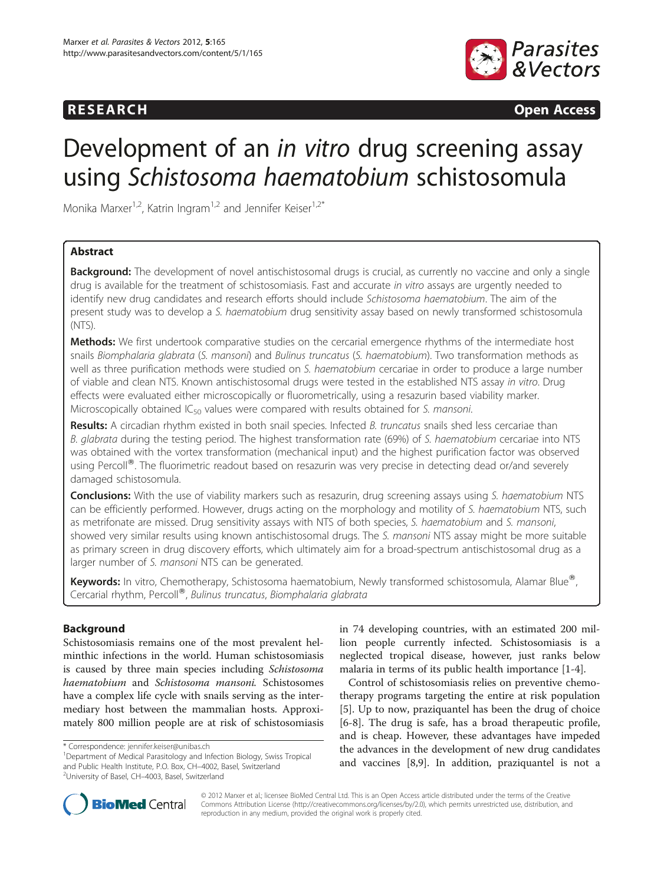**RESEARCH** **Open Access**

# Development of an *in vitro* drug screening assay using *Schistosoma haematobium* schistosomula

Monika Marxer[1,2], Katrin Ingram[1,2] and Jennifer Keiser[1,2*]

## Abstract

**Background:** The development of novel antischistosomal drugs is crucial, as currently no vaccine and only a single drug is available for the treatment of schistosomiasis. Fast and accurate *in vitro* assays are urgently needed to identify new drug candidates and research efforts should include *Schistosoma haematobium*. The aim of the present study was to develop a *S. haematobium* drug sensitivity assay based on newly transformed schistosomula (NTS).

**Methods:** We first undertook comparative studies on the cercarial emergence rhythms of the intermediate host snails *Biomphalaria glabrata* (*S. mansoni*) and *Bulinus truncatus* (*S. haematobium*). Two transformation methods as well as three purification methods were studied on *S. haematobium* cercariae in order to produce a large number of viable and clean NTS. Known antischistosomal drugs were tested in the established NTS assay *in vitro*. Drug effects were evaluated either microscopically or fluorometrically, using a resazurin based viability marker. Microscopically obtained $IC_{50}$ values were compared with results obtained for *S. mansoni*.

**Results:** A circadian rhythm existed in both snail species. Infected *B. truncatus* snails shed less cercariae than *B. glabrata* during the testing period. The highest transformation rate (69%) of *S. haematobium* cercariae into NTS was obtained with the vortex transformation (mechanical input) and the highest purification factor was observed using Percoll®. The fluorimetric readout based on resazurin was very precise in detecting dead or/and severely damaged schistosomula.

**Conclusions:** With the use of viability markers such as resazurin, drug screening assays using *S. haematobium* NTS can be efficiently performed. However, drugs acting on the morphology and motility of *S. haematobium* NTS, such as metrifonate are missed. Drug sensitivity assays with NTS of both species, *S. haematobium* and *S. mansoni*, showed very similar results using known antischistosomal drugs. The *S. mansoni* NTS assay might be more suitable as primary screen in drug discovery efforts, which ultimately aim for a broad-spectrum antischistosomal drug as a larger number of *S. mansoni* NTS can be generated.

**Keywords:** In vitro, Chemotherapy, Schistosoma haematobium, Newly transformed schistosomula, Alamar Blue®, Cercarial rhythm, Percoll®, *Bulinus truncatus*, *Biomphalaria glabrata*

## Background

Schistosomiasis remains one of the most prevalent helminthic infections in the world. Human schistosomiasis is caused by three main species including *Schistosoma haematobium* and *Schistosoma mansoni*. Schistosomes have a complex life cycle with snails serving as the intermediary host between the mammalian hosts. Approximately 800 million people are at risk of schistosomiasis in 74 developing countries, with an estimated 200 million people currently infected. Schistosomiasis is a neglected tropical disease, however, just ranks below malaria in terms of its public health importance [1-4].

Control of schistosomiasis relies on preventive chemotherapy programs targeting the entire at risk population [5]. Up to now, praziquantel has been the drug of choice [6-8]. The drug is safe, has a broad therapeutic profile, and is cheap. However, these advantages have impeded the advances in the development of new drug candidates and vaccines [8,9]. In addition, praziquantel is not a

\* Correspondence: jennifer.keiser@unibas.ch
[1]Department of Medical Parasitology and Infection Biology, Swiss Tropical and Public Health Institute, P.O. Box, CH–4002, Basel, Switzerland
[2]University of Basel, CH–4003, Basel, Switzerland

© 2012 Marxer et al.; licensee BioMed Central Ltd. This is an Open Access article distributed under the terms of the Creative Commons Attribution License (http://creativecommons.org/licenses/by/2.0), which permits unrestricted use, distribution, and reproduction in any medium, provided the original work is properly cited.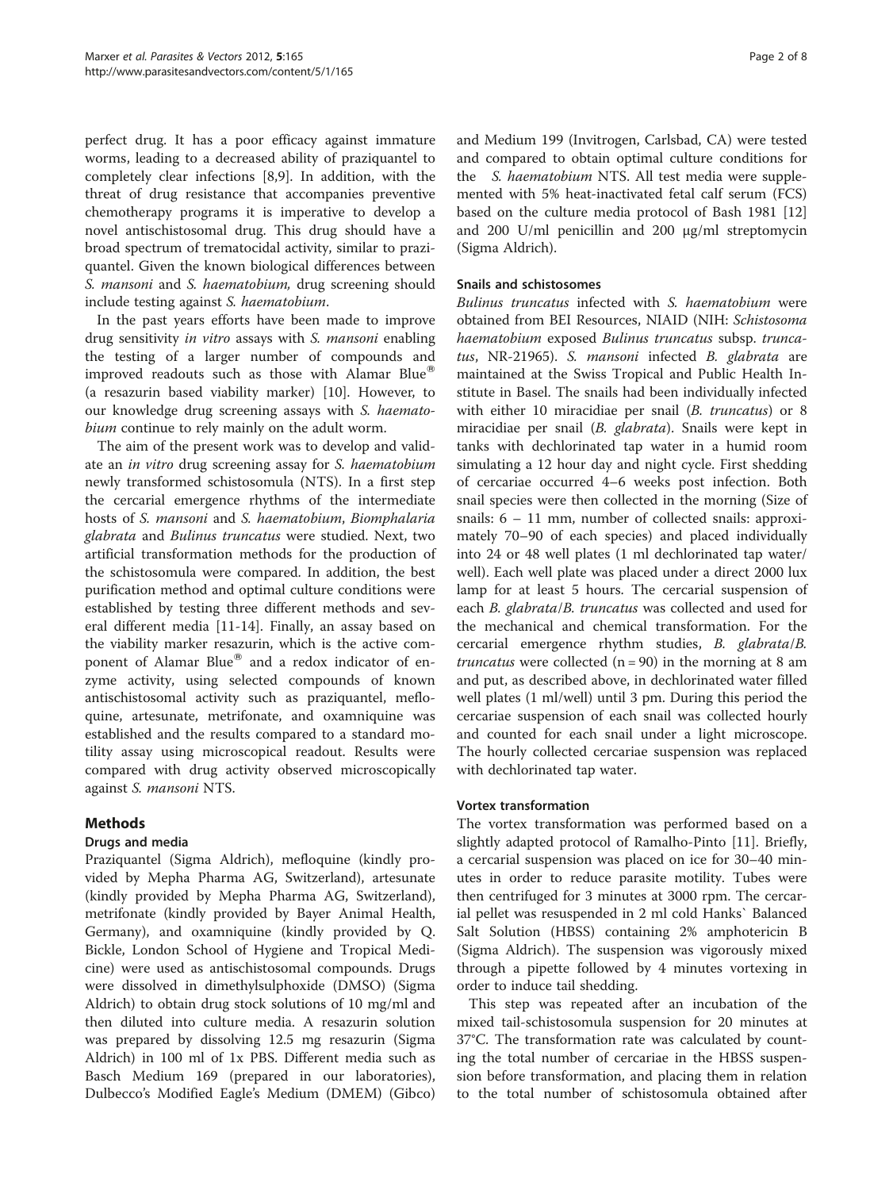perfect drug. It has a poor efficacy against immature worms, leading to a decreased ability of praziquantel to completely clear infections [8,9]. In addition, with the threat of drug resistance that accompanies preventive chemotherapy programs it is imperative to develop a novel antischistosomal drug. This drug should have a broad spectrum of trematocidal activity, similar to praziquantel. Given the known biological differences between *S. mansoni* and *S. haematobium*, drug screening should include testing against *S. haematobium*.

In the past years efforts have been made to improve drug sensitivity *in vitro* assays with *S. mansoni* enabling the testing of a larger number of compounds and improved readouts such as those with Alamar Blue® (a resazurin based viability marker) [10]. However, to our knowledge drug screening assays with *S. haematobium* continue to rely mainly on the adult worm.

The aim of the present work was to develop and validate an *in vitro* drug screening assay for *S. haematobium* newly transformed schistosomula (NTS). In a first step the cercarial emergence rhythms of the intermediate hosts of *S. mansoni* and *S. haematobium*, *Biomphalaria glabrata* and *Bulinus truncatus* were studied. Next, two artificial transformation methods for the production of the schistosomula were compared. In addition, the best purification method and optimal culture conditions were established by testing three different methods and several different media [11-14]. Finally, an assay based on the viability marker resazurin, which is the active component of Alamar Blue® and a redox indicator of enzyme activity, using selected compounds of known antischistosomal activity such as praziquantel, mefloquine, artesunate, metrifonate, and oxamniquine was established and the results compared to a standard motility assay using microscopical readout. Results were compared with drug activity observed microscopically against *S. mansoni* NTS.

## Methods

### Drugs and media

Praziquantel (Sigma Aldrich), mefloquine (kindly provided by Mepha Pharma AG, Switzerland), artesunate (kindly provided by Mepha Pharma AG, Switzerland), metrifonate (kindly provided by Bayer Animal Health, Germany), and oxamniquine (kindly provided by Q. Bickle, London School of Hygiene and Tropical Medicine) were used as antischistosomal compounds. Drugs were dissolved in dimethylsulphoxide (DMSO) (Sigma Aldrich) to obtain drug stock solutions of 10 mg/ml and then diluted into culture media. A resazurin solution was prepared by dissolving 12.5 mg resazurin (Sigma Aldrich) in 100 ml of 1x PBS. Different media such as Basch Medium 169 (prepared in our laboratories), Dulbecco's Modified Eagle's Medium (DMEM) (Gibco) and Medium 199 (Invitrogen, Carlsbad, CA) were tested and compared to obtain optimal culture conditions for the *S. haematobium* NTS. All test media were supplemented with 5% heat-inactivated fetal calf serum (FCS) based on the culture media protocol of Bash 1981 [12] and 200 U/ml penicillin and 200 μg/ml streptomycin (Sigma Aldrich).

### Snails and schistosomes

*Bulinus truncatus* infected with *S. haematobium* were obtained from BEI Resources, NIAID (NIH: *Schistosoma haematobium* exposed *Bulinus truncatus* subsp. *truncatus*, NR-21965). *S. mansoni* infected *B. glabrata* are maintained at the Swiss Tropical and Public Health Institute in Basel. The snails had been individually infected with either 10 miracidiae per snail (*B. truncatus*) or 8 miracidiae per snail (*B. glabrata*). Snails were kept in tanks with dechlorinated tap water in a humid room simulating a 12 hour day and night cycle. First shedding of cercariae occurred 4–6 weeks post infection. Both snail species were then collected in the morning (Size of snails: 6 – 11 mm, number of collected snails: approximately 70–90 of each species) and placed individually into 24 or 48 well plates (1 ml dechlorinated tap water/well). Each well plate was placed under a direct 2000 lux lamp for at least 5 hours. The cercarial suspension of each *B. glabrata*/*B. truncatus* was collected and used for the mechanical and chemical transformation. For the cercarial emergence rhythm studies, *B. glabrata*/*B. truncatus* were collected (n = 90) in the morning at 8 am and put, as described above, in dechlorinated water filled well plates (1 ml/well) until 3 pm. During this period the cercariae suspension of each snail was collected hourly and counted for each snail under a light microscope. The hourly collected cercariae suspension was replaced with dechlorinated tap water.

### Vortex transformation

The vortex transformation was performed based on a slightly adapted protocol of Ramalho-Pinto [11]. Briefly, a cercarial suspension was placed on ice for 30–40 minutes in order to reduce parasite motility. Tubes were then centrifuged for 3 minutes at 3000 rpm. The cercarial pellet was resuspended in 2 ml cold Hanks` Balanced Salt Solution (HBSS) containing 2% amphotericin B (Sigma Aldrich). The suspension was vigorously mixed through a pipette followed by 4 minutes vortexing in order to induce tail shedding.

This step was repeated after an incubation of the mixed tail-schistosomula suspension for 20 minutes at 37°C. The transformation rate was calculated by counting the total number of cercariae in the HBSS suspension before transformation, and placing them in relation to the total number of schistosomula obtained after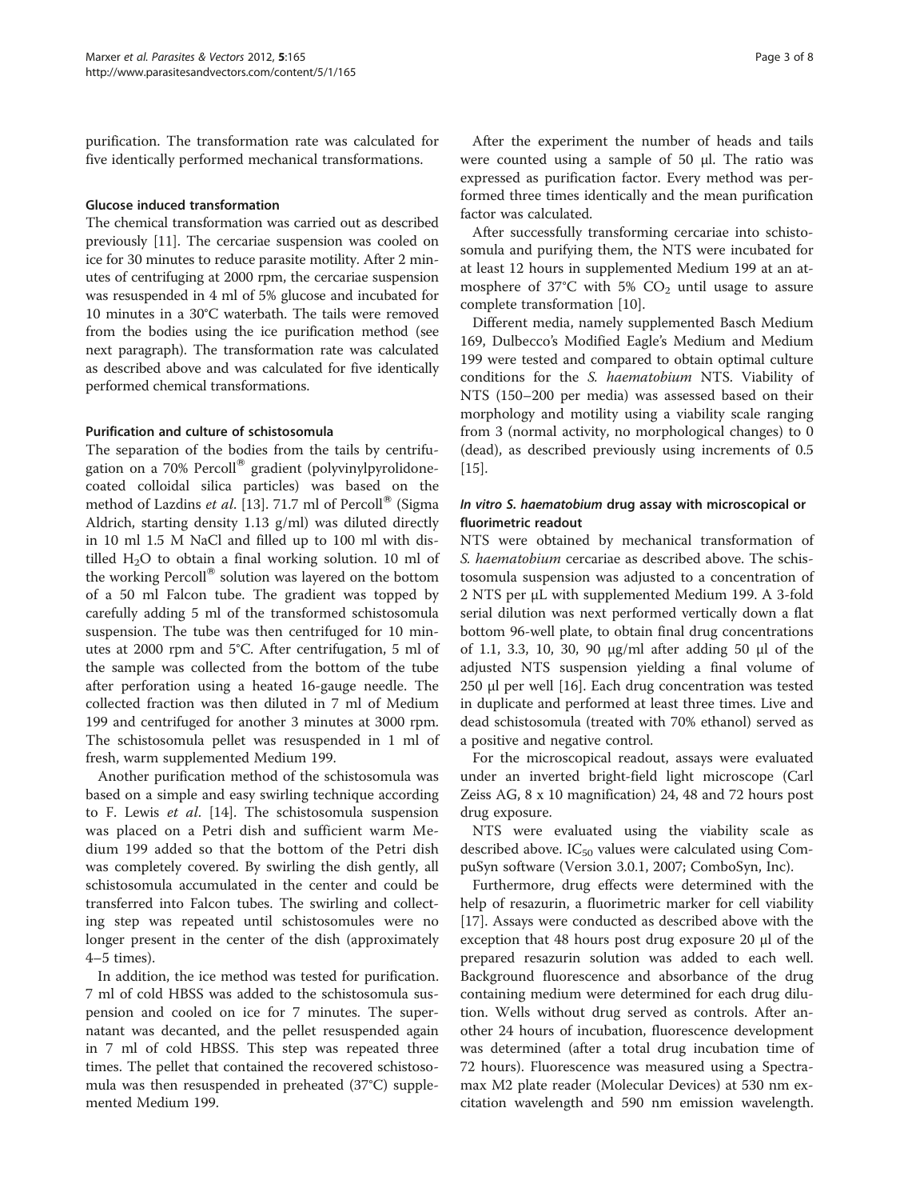purification. The transformation rate was calculated for five identically performed mechanical transformations.

#### Glucose induced transformation

The chemical transformation was carried out as described previously [11]. The cercariae suspension was cooled on ice for 30 minutes to reduce parasite motility. After 2 minutes of centrifuging at 2000 rpm, the cercariae suspension was resuspended in 4 ml of 5% glucose and incubated for 10 minutes in a 30°C waterbath. The tails were removed from the bodies using the ice purification method (see next paragraph). The transformation rate was calculated as described above and was calculated for five identically performed chemical transformations.

#### Purification and culture of schistosomula

The separation of the bodies from the tails by centrifugation on a 70% Percoll® gradient (polyvinylpyrolidone-coated colloidal silica particles) was based on the method of Lazdins *et al*. [13]. 71.7 ml of Percoll® (Sigma Aldrich, starting density 1.13 g/ml) was diluted directly in 10 ml 1.5 M NaCl and filled up to 100 ml with distilled $H_2O$ to obtain a final working solution. 10 ml of the working Percoll® solution was layered on the bottom of a 50 ml Falcon tube. The gradient was topped by carefully adding 5 ml of the transformed schistosomula suspension. The tube was then centrifuged for 10 minutes at 2000 rpm and 5°C. After centrifugation, 5 ml of the sample was collected from the bottom of the tube after perforation using a heated 16-gauge needle. The collected fraction was then diluted in 7 ml of Medium 199 and centrifuged for another 3 minutes at 3000 rpm. The schistosomula pellet was resuspended in 1 ml of fresh, warm supplemented Medium 199.

Another purification method of the schistosomula was based on a simple and easy swirling technique according to F. Lewis *et al*. [14]. The schistosomula suspension was placed on a Petri dish and sufficient warm Medium 199 added so that the bottom of the Petri dish was completely covered. By swirling the dish gently, all schistosomula accumulated in the center and could be transferred into Falcon tubes. The swirling and collecting step was repeated until schistosomules were no longer present in the center of the dish (approximately 4–5 times).

In addition, the ice method was tested for purification. 7 ml of cold HBSS was added to the schistosomula suspension and cooled on ice for 7 minutes. The supernatant was decanted, and the pellet resuspended again in 7 ml of cold HBSS. This step was repeated three times. The pellet that contained the recovered schistosomula was then resuspended in preheated (37°C) supplemented Medium 199.

After the experiment the number of heads and tails were counted using a sample of 50 μl. The ratio was expressed as purification factor. Every method was performed three times identically and the mean purification factor was calculated.

After successfully transforming cercariae into schistosomula and purifying them, the NTS were incubated for at least 12 hours in supplemented Medium 199 at an atmosphere of 37°C with 5% $CO_2$ until usage to assure complete transformation [10].

Different media, namely supplemented Basch Medium 169, Dulbecco's Modified Eagle's Medium and Medium 199 were tested and compared to obtain optimal culture conditions for the *S. haematobium* NTS. Viability of NTS (150–200 per media) was assessed based on their morphology and motility using a viability scale ranging from 3 (normal activity, no morphological changes) to 0 (dead), as described previously using increments of 0.5 [15].

#### *In vitro S. haematobium* drug assay with microscopical or fluorimetric readout

NTS were obtained by mechanical transformation of *S. haematobium* cercariae as described above. The schistosomula suspension was adjusted to a concentration of 2 NTS per μL with supplemented Medium 199. A 3-fold serial dilution was next performed vertically down a flat bottom 96-well plate, to obtain final drug concentrations of 1.1, 3.3, 10, 30, 90 μg/ml after adding 50 μl of the adjusted NTS suspension yielding a final volume of 250 μl per well [16]. Each drug concentration was tested in duplicate and performed at least three times. Live and dead schistosomula (treated with 70% ethanol) served as a positive and negative control.

For the microscopical readout, assays were evaluated under an inverted bright-field light microscope (Carl Zeiss AG, 8 x 10 magnification) 24, 48 and 72 hours post drug exposure.

NTS were evaluated using the viability scale as described above. $IC_{50}$ values were calculated using CompuSyn software (Version 3.0.1, 2007; ComboSyn, Inc).

Furthermore, drug effects were determined with the help of resazurin, a fluorimetric marker for cell viability [17]. Assays were conducted as described above with the exception that 48 hours post drug exposure 20 μl of the prepared resazurin solution was added to each well. Background fluorescence and absorbance of the drug containing medium were determined for each drug dilution. Wells without drug served as controls. After another 24 hours of incubation, fluorescence development was determined (after a total drug incubation time of 72 hours). Fluorescence was measured using a Spectramax M2 plate reader (Molecular Devices) at 530 nm excitation wavelength and 590 nm emission wavelength.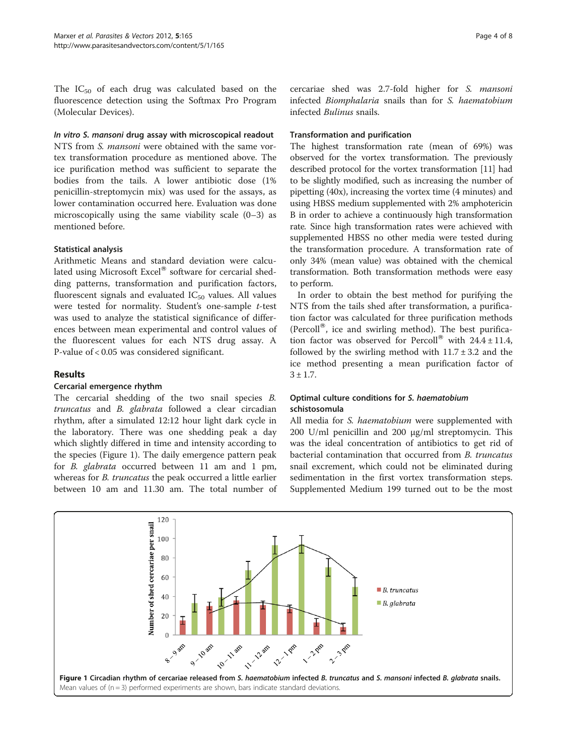The $IC_{50}$ of each drug was calculated based on the fluorescence detection using the Softmax Pro Program (Molecular Devices).

#### *In vitro S. mansoni* drug assay with microscopical readout

NTS from *S. mansoni* were obtained with the same vortex transformation procedure as mentioned above. The ice purification method was sufficient to separate the bodies from the tails. A lower antibiotic dose (1% penicillin-streptomycin mix) was used for the assays, as lower contamination occurred here. Evaluation was done microscopically using the same viability scale (0–3) as mentioned before.

#### Statistical analysis

Arithmetic Means and standard deviation were calculated using Microsoft Excel® software for cercarial shedding patterns, transformation and purification factors, fluorescent signals and evaluated $IC_{50}$ values. All values were tested for normality. Student's one-sample *t*-test was used to analyze the statistical significance of differences between mean experimental and control values of the fluorescent values for each NTS drug assay. A P-value of $< 0.05$ was considered significant.

## Results

#### Cercarial emergence rhythm

The cercarial shedding of the two snail species *B. truncatus* and *B. glabrata* followed a clear circadian rhythm, after a simulated 12:12 hour light dark cycle in the laboratory. There was one shedding peak a day which slightly differed in time and intensity according to the species (Figure 1). The daily emergence pattern peak for *B. glabrata* occurred between 11 am and 1 pm, whereas for *B. truncatus* the peak occurred a little earlier between 10 am and 11.30 am. The total number of cercariae shed was 2.7-fold higher for *S. mansoni* infected *Biomphalaria* snails than for *S. haematobium* infected *Bulinus* snails.

#### Transformation and purification

The highest transformation rate (mean of 69%) was observed for the vortex transformation. The previously described protocol for the vortex transformation [11] had to be slightly modified, such as increasing the number of pipetting (40x), increasing the vortex time (4 minutes) and using HBSS medium supplemented with 2% amphotericin B in order to achieve a continuously high transformation rate. Since high transformation rates were achieved with supplemented HBSS no other media were tested during the transformation procedure. A transformation rate of only 34% (mean value) was obtained with the chemical transformation. Both transformation methods were easy to perform.

In order to obtain the best method for purifying the NTS from the tails shed after transformation, a purification factor was calculated for three purification methods (Percoll®, ice and swirling method). The best purification factor was observed for Percoll® with $24.4 \pm 11.4$, followed by the swirling method with $11.7 \pm 3.2$ and the ice method presenting a mean purification factor of $3 \pm 1.7$.

#### Optimal culture conditions for *S. haematobium* schistosomula

All media for *S. haematobium* were supplemented with 200 U/ml penicillin and 200 µg/ml streptomycin. This was the ideal concentration of antibiotics to get rid of bacterial contamination that occurred from *B. truncatus* snail excrement, which could not be eliminated during sedimentation in the first vortex transformation steps. Supplemented Medium 199 turned out to be the most

**Figure 1 Circadian rhythm of cercariae released from *S. haematobium* infected *B. truncatus* and *S. mansoni* infected *B. glabrata* snails.** Mean values of (n = 3) performed experiments are shown, bars indicate standard deviations.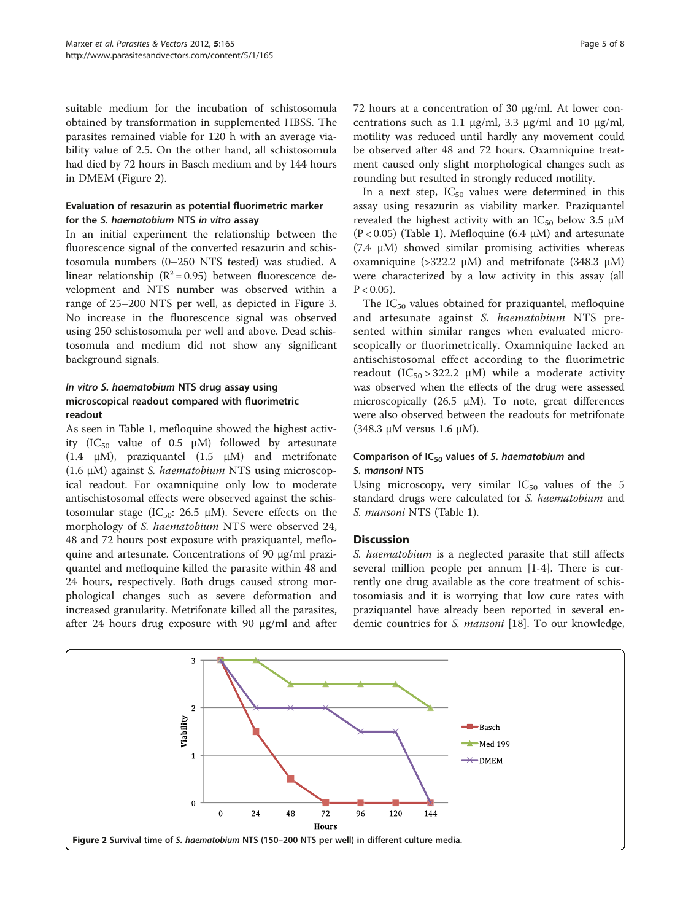suitable medium for the incubation of schistosomula obtained by transformation in supplemented HBSS. The parasites remained viable for 120 h with an average viability value of 2.5. On the other hand, all schistosomula had died by 72 hours in Basch medium and by 144 hours in DMEM (Figure 2).

### Evaluation of resazurin as potential fluorimetric marker for the *S. haematobium* NTS *in vitro* assay

In an initial experiment the relationship between the fluorescence signal of the converted resazurin and schistosomula numbers (0–250 NTS tested) was studied. A linear relationship ($R^2 = 0.95$) between fluorescence development and NTS number was observed within a range of 25–200 NTS per well, as depicted in Figure 3. No increase in the fluorescence signal was observed using 250 schistosomula per well and above. Dead schistosomula and medium did not show any significant background signals.

### *In vitro S. haematobium* NTS drug assay using microscopical readout compared with fluorimetric readout

As seen in Table 1, mefloquine showed the highest activity ($IC_{50}$ value of 0.5 μM) followed by artesunate (1.4 μM), praziquantel (1.5 μM) and metrifonate (1.6 μM) against *S. haematobium* NTS using microscopical readout. For oxamniquine only low to moderate antischistosomal effects were observed against the schistosomular stage ($IC_{50}$: 26.5 μM). Severe effects on the morphology of *S. haematobium* NTS were observed 24, 48 and 72 hours post exposure with praziquantel, mefloquine and artesunate. Concentrations of 90 μg/ml praziquantel and mefloquine killed the parasite within 48 and 24 hours, respectively. Both drugs caused strong morphological changes such as severe deformation and increased granularity. Metrifonate killed all the parasites, after 24 hours drug exposure with 90 μg/ml and after 72 hours at a concentration of 30 μg/ml. At lower concentrations such as 1.1 μg/ml, 3.3 μg/ml and 10 μg/ml, motility was reduced until hardly any movement could be observed after 48 and 72 hours. Oxamniquine treatment caused only slight morphological changes such as rounding but resulted in strongly reduced motility.

In a next step, $IC_{50}$ values were determined in this assay using resazurin as viability marker. Praziquantel revealed the highest activity with an $IC_{50}$ below 3.5 μM ($P < 0.05$) (Table 1). Mefloquine (6.4 μM) and artesunate (7.4 μM) showed similar promising activities whereas oxamniquine (>322.2 μM) and metrifonate (348.3 μM) were characterized by a low activity in this assay (all $P < 0.05$).

The $IC_{50}$ values obtained for praziquantel, mefloquine and artesunate against *S. haematobium* NTS presented within similar ranges when evaluated microscopically or fluorimetrically. Oxamniquine lacked an antischistosomal effect according to the fluorimetric readout ($IC_{50} > 322.2$ μM) while a moderate activity was observed when the effects of the drug were assessed microscopically (26.5 μM). To note, great differences were also observed between the readouts for metrifonate (348.3 μM versus 1.6 μM).

### Comparison of $IC_{50}$ values of *S. haematobium* and *S. mansoni* NTS

Using microscopy, very similar $IC_{50}$ values of the 5 standard drugs were calculated for *S. haematobium* and *S. mansoni* NTS (Table 1).

## Discussion

*S. haematobium* is a neglected parasite that still affects several million people per annum [1-4]. There is currently one drug available as the core treatment of schistosomiasis and it is worrying that low cure rates with praziquantel have already been reported in several endemic countries for *S. mansoni* [18]. To our knowledge,

**Figure 2** Survival time of *S. haematobium* NTS (150–200 NTS per well) in different culture media.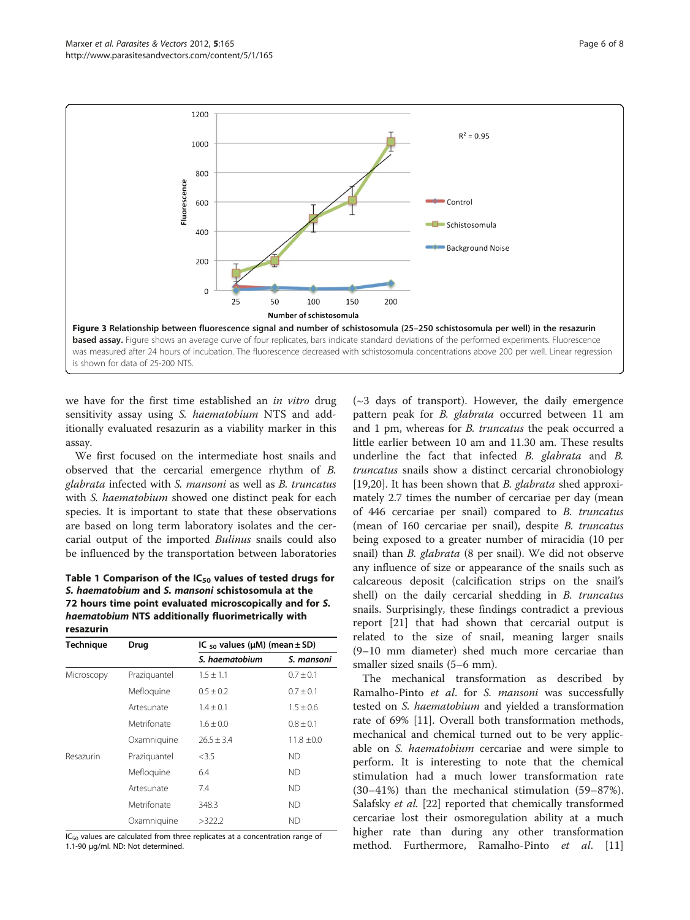**Figure 3 Relationship between fluorescence signal and number of schistosomula (25–250 schistosomula per well) in the resazurin based assay.** Figure shows an average curve of four replicates, bars indicate standard deviations of the performed experiments. Fluorescence was measured after 24 hours of incubation. The fluorescence decreased with schistosomula concentrations above 200 per well. Linear regression is shown for data of 25-200 NTS.

we have for the first time established an *in vitro* drug sensitivity assay using *S. haematobium* NTS and additionally evaluated resazurin as a viability marker in this assay.

We first focused on the intermediate host snails and observed that the cercarial emergence rhythm of *B. glabrata* infected with *S. mansoni* as well as *B. truncatus* with *S. haematobium* showed one distinct peak for each species. It is important to state that these observations are based on long term laboratory isolates and the cercarial output of the imported *Bulinus* snails could also be influenced by the transportation between laboratories (~3 days of transport). However, the daily emergence pattern peak for *B. glabrata* occurred between 11 am and 1 pm, whereas for *B. truncatus* the peak occurred a little earlier between 10 am and 11.30 am. These results underline the fact that infected *B. glabrata* and *B. truncatus* snails show a distinct cercarial chronobiology [19,20]. It has been shown that *B. glabrata* shed approximately 2.7 times the number of cercariae per day (mean of 446 cercariae per snail) compared to *B. truncatus* (mean of 160 cercariae per snail), despite *B. truncatus* being exposed to a greater number of miracidia (10 per snail) than *B. glabrata* (8 per snail). We did not observe any influence of size or appearance of the snails such as calcareous deposit (calcification strips on the snail's shell) on the daily cercarial shedding in *B. truncatus* snails. Surprisingly, these findings contradict a previous report [21] that had shown that cercarial output is related to the size of snail, meaning larger snails (9–10 mm diameter) shed much more cercariae than smaller sized snails (5–6 mm).

**Table 1 Comparison of the $IC_{50}$ values of tested drugs for *S. haematobium* and *S. mansoni* schistosomula at the 72 hours time point evaluated microscopically and for *S. haematobium* NTS additionally fluorimetrically with resazurin**

| Technique | Drug | $IC_{50}$ values (μM) (mean ± SD) | |
|---|---|---|---|
| | | *S. haematobium* | *S. mansoni* |
| Microscopy | Praziquantel | 1.5 ± 1.1 | 0.7 ± 0.1 |
| | Mefloquine | 0.5 ± 0.2 | 0.7 ± 0.1 |
| | Artesunate | 1.4 ± 0.1 | 1.5 ± 0.6 |
| | Metrifonate | 1.6 ± 0.0 | 0.8 ± 0.1 |
| | Oxamniquine | 26.5 ± 3.4 | 11.8 ±0.0 |
| Resazurin | Praziquantel | <3.5 | ND |
| | Mefloquine | 6.4 | ND |
| | Artesunate | 7.4 | ND |
| | Metrifonate | 348.3 | ND |
| | Oxamniquine | >322.2 | ND |

$IC_{50}$ values are calculated from three replicates at a concentration range of 1.1-90 μg/ml. ND: Not determined.

The mechanical transformation as described by Ramalho-Pinto *et al.* for *S. mansoni* was successfully tested on *S. haematobium* and yielded a transformation rate of 69% [11]. Overall both transformation methods, mechanical and chemical turned out to be very applicable on *S. haematobium* cercariae and were simple to perform. It is interesting to note that the chemical stimulation had a much lower transformation rate (30–41%) than the mechanical stimulation (59–87%). Salafsky *et al.* [22] reported that chemically transformed cercariae lost their osmoregulation ability at a much higher rate than during any other transformation method. Furthermore, Ramalho-Pinto *et al.* [11]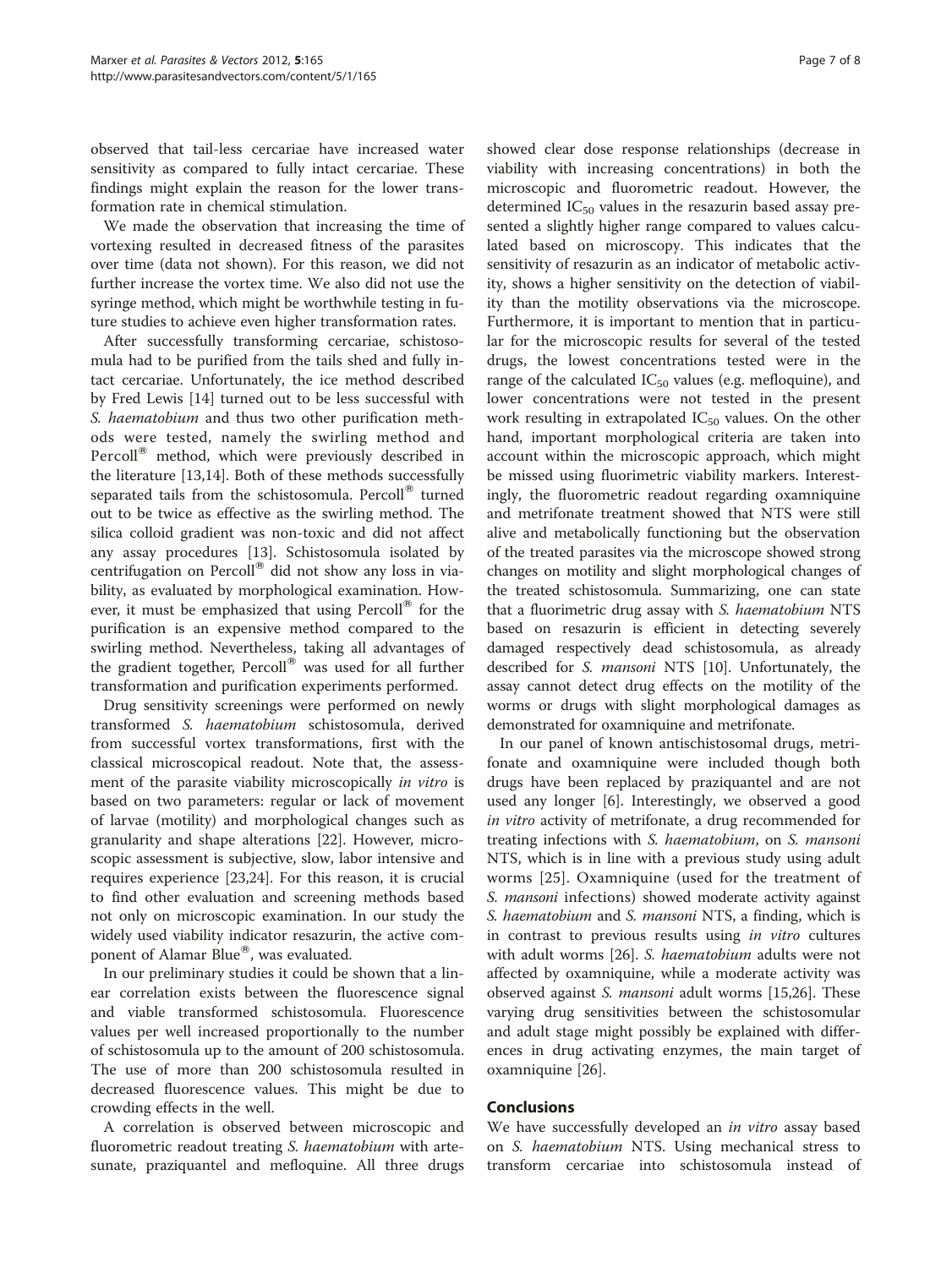observed that tail-less cercariae have increased water sensitivity as compared to fully intact cercariae. These findings might explain the reason for the lower transformation rate in chemical stimulation.

We made the observation that increasing the time of vortexing resulted in decreased fitness of the parasites over time (data not shown). For this reason, we did not further increase the vortex time. We also did not use the syringe method, which might be worthwhile testing in future studies to achieve even higher transformation rates.

After successfully transforming cercariae, schistosomula had to be purified from the tails shed and fully intact cercariae. Unfortunately, the ice method described by Fred Lewis [14] turned out to be less successful with *S. haematobium* and thus two other purification methods were tested, namely the swirling method and Percoll® method, which were previously described in the literature [13,14]. Both of these methods successfully separated tails from the schistosomula. Percoll® turned out to be twice as effective as the swirling method. The silica colloid gradient was non-toxic and did not affect any assay procedures [13]. Schistosomula isolated by centrifugation on Percoll® did not show any loss in viability, as evaluated by morphological examination. However, it must be emphasized that using Percoll® for the purification is an expensive method compared to the swirling method. Nevertheless, taking all advantages of the gradient together, Percoll® was used for all further transformation and purification experiments performed.

Drug sensitivity screenings were performed on newly transformed *S. haematobium* schistosomula, derived from successful vortex transformations, first with the classical microscopical readout. Note that, the assessment of the parasite viability microscopically *in vitro* is based on two parameters: regular or lack of movement of larvae (motility) and morphological changes such as granularity and shape alterations [22]. However, microscopic assessment is subjective, slow, labor intensive and requires experience [23,24]. For this reason, it is crucial to find other evaluation and screening methods based not only on microscopic examination. In our study the widely used viability indicator resazurin, the active component of Alamar Blue®, was evaluated.

In our preliminary studies it could be shown that a linear correlation exists between the fluorescence signal and viable transformed schistosomula. Fluorescence values per well increased proportionally to the number of schistosomula up to the amount of 200 schistosomula. The use of more than 200 schistosomula resulted in decreased fluorescence values. This might be due to crowding effects in the well.

A correlation is observed between microscopic and fluorometric readout treating *S. haematobium* with artesunate, praziquantel and mefloquine. All three drugs showed clear dose response relationships (decrease in viability with increasing concentrations) in both the microscopic and fluorometric readout. However, the determined $IC_{50}$ values in the resazurin based assay presented a slightly higher range compared to values calculated based on microscopy. This indicates that the sensitivity of resazurin as an indicator of metabolic activity, shows a higher sensitivity on the detection of viability than the motility observations via the microscope. Furthermore, it is important to mention that in particular for the microscopic results for several of the tested drugs, the lowest concentrations tested were in the range of the calculated $IC_{50}$ values (e.g. mefloquine), and lower concentrations were not tested in the present work resulting in extrapolated $IC_{50}$ values. On the other hand, important morphological criteria are taken into account within the microscopic approach, which might be missed using fluorimetric viability markers. Interestingly, the fluorometric readout regarding oxamniquine and metrifonate treatment showed that NTS were still alive and metabolically functioning but the observation of the treated parasites via the microscope showed strong changes on motility and slight morphological changes of the treated schistosomula. Summarizing, one can state that a fluorimetric drug assay with *S. haematobium* NTS based on resazurin is efficient in detecting severely damaged respectively dead schistosomula, as already described for *S. mansoni* NTS [10]. Unfortunately, the assay cannot detect drug effects on the motility of the worms or drugs with slight morphological damages as demonstrated for oxamniquine and metrifonate.

In our panel of known antischistosomal drugs, metrifonate and oxamniquine were included though both drugs have been replaced by praziquantel and are not used any longer [6]. Interestingly, we observed a good *in vitro* activity of metrifonate, a drug recommended for treating infections with *S. haematobium*, on *S. mansoni* NTS, which is in line with a previous study using adult worms [25]. Oxamniquine (used for the treatment of *S. mansoni* infections) showed moderate activity against *S. haematobium* and *S. mansoni* NTS, a finding, which is in contrast to previous results using *in vitro* cultures with adult worms [26]. *S. haematobium* adults were not affected by oxamniquine, while a moderate activity was observed against *S. mansoni* adult worms [15,26]. These varying drug sensitivities between the schistosomular and adult stage might possibly be explained with differences in drug activating enzymes, the main target of oxamniquine [26].

## Conclusions

We have successfully developed an *in vitro* assay based on *S. haematobium* NTS. Using mechanical stress to transform cercariae into schistosomula instead of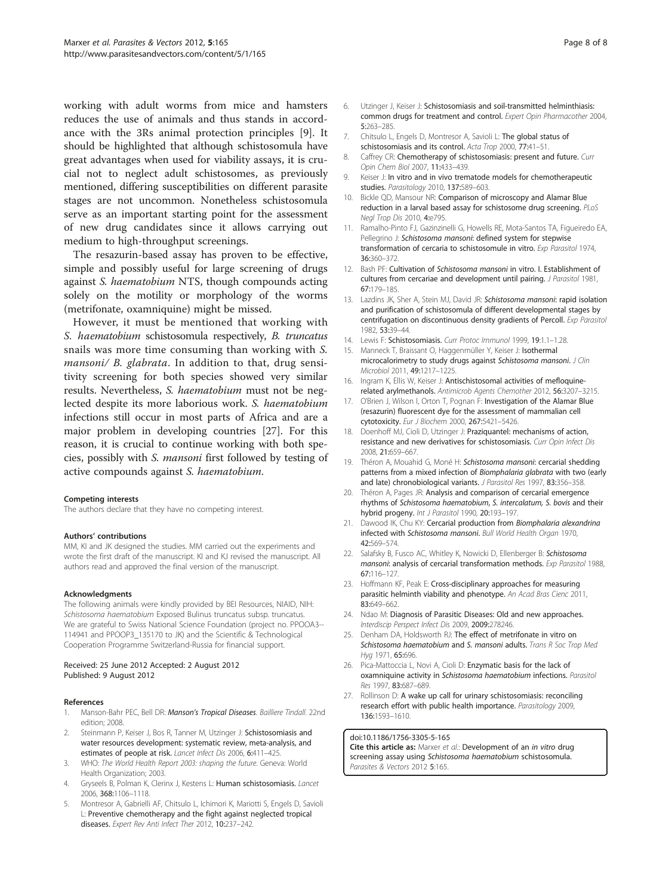working with adult worms from mice and hamsters reduces the use of animals and thus stands in accordance with the 3Rs animal protection principles [9]. It should be highlighted that although schistosomula have great advantages when used for viability assays, it is crucial not to neglect adult schistosomes, as previously mentioned, differing susceptibilities on different parasite stages are not uncommon. Nonetheless schistosomula serve as an important starting point for the assessment of new drug candidates since it allows carrying out medium to high-throughput screenings.

The resazurin-based assay has proven to be effective, simple and possibly useful for large screening of drugs against *S. haematobium* NTS, though compounds acting solely on the motility or morphology of the worms (metrifonate, oxamniquine) might be missed.

However, it must be mentioned that working with *S. haematobium* schistosomula respectively, *B. truncatus* snails was more time consuming than working with *S. mansoni/ B. glabrata*. In addition to that, drug sensitivity screening for both species showed very similar results. Nevertheless, *S. haematobium* must not be neglected despite its more laborious work. *S. haematobium* infections still occur in most parts of Africa and are a major problem in developing countries [27]. For this reason, it is crucial to continue working with both species, possibly with *S. mansoni* first followed by testing of active compounds against *S. haematobium*.

#### Competing interests

The authors declare that they have no competing interest.

#### Authors' contributions

MM, KI and JK designed the studies. MM carried out the experiments and wrote the first draft of the manuscript. KI and KJ revised the manuscript. All authors read and approved the final version of the manuscript.

#### Acknowledgments

The following animals were kindly provided by BEI Resources, NIAID, NIH: *Schistosoma haematobium* Exposed Bulinus truncatus subsp. truncatus. We are grateful to Swiss National Science Foundation (project no. PPOOA3--114941 and PPOOP3_135170 to JK) and the Scientific & Technological Cooperation Programme Switzerland-Russia for financial support.

Received: 25 June 2012 Accepted: 2 August 2012
Published: 9 August 2012

#### References

1. Manson-Bahr PEC, Bell DR: ***Manson's Tropical Diseases***. *Bailliere Tindall*. 22nd edition; 2008.
2. Steinmann P, Keiser J, Bos R, Tanner M, Utzinger J: **Schistosomiasis and water resources development: systematic review, meta-analysis, and estimates of people at risk.** *Lancet Infect Dis* 2006, **6**:411–425.
3. WHO: *The World Health Report 2003: shaping the future*. Geneva: World Health Organization; 2003.
4. Gryseels B, Polman K, Clerinx J, Kestens L: **Human schistosomiasis.** *Lancet* 2006, **368**:1106–1118.
5. Montresor A, Gabrielli AF, Chitsulo L, Ichimori K, Mariotti S, Engels D, Savioli L: **Preventive chemotherapy and the fight against neglected tropical diseases.** *Expert Rev Anti Infect Ther* 2012, **10**:237–242.
6. Utzinger J, Keiser J: **Schistosomiasis and soil-transmitted helminthiasis: common drugs for treatment and control.** *Expert Opin Pharmacother* 2004, **5**:263–285.
7. Chitsulo L, Engels D, Montresor A, Savioli L: **The global status of schistosomiasis and its control.** *Acta Trop* 2000, **77**:41–51.
8. Caffrey CR: **Chemotherapy of schistosomiasis: present and future.** *Curr Opin Chem Biol* 2007, **11**:433–439.
9. Keiser J: **In vitro and in vivo trematode models for chemotherapeutic studies.** *Parasitology* 2010, **137**:589–603.
10. Bickle QD, Mansour NR: **Comparison of microscopy and Alamar Blue reduction in a larval based assay for schistosome drug screening.** *PLoS Negl Trop Dis* 2010, **4**:e795.
11. Ramalho-Pinto FJ, Gazinzinelli G, Howells RE, Mota-Santos TA, Figueiredo EA, Pellegrino J: ***Schistosoma mansoni*: defined system for stepwise transformation of cercaria to schistosomule in vitro.** *Exp Parasitol* 1974, **36**:360–372.
12. Bash PF: **Cultivation of *Schistosoma mansoni* in vitro. I. Establishment of cultures from cercariae and development until pairing.** *J Parasitol* 1981, **67**:179–185.
13. Lazdins JK, Sher A, Stein MJ, David JR: ***Schistosoma mansoni*: rapid isolation and purification of schistosomula of different developmental stages by centrifugation on discontinuous density gradients of Percoll.** *Exp Parasitol* 1982, **53**:39–44.
14. Lewis F: **Schistosomiasis.** *Curr Protoc Immunol* 1999, **19**:1.1–1.28.
15. Manneck T, Braissant O, Haggenmüller Y, Keiser J: **Isothermal microcalorimetry to study drugs against *Schistosoma mansoni*.** *J Clin Microbiol* 2011, **49**:1217–1225.
16. Ingram K, Ellis W, Keiser J: **Antischistosomal activities of mefloquine-related arylmethanols.** *Antimicrob Agents Chemother* 2012, **56**:3207–3215.
17. O'Brien J, Wilson I, Orton T, Pognan F: **Investigation of the Alamar Blue (resazurin) fluorescent dye for the assessment of mammalian cell cytotoxicity.** *Eur J Biochem* 2000, **267**:5421–5426.
18. Doenhoff MJ, Cioli D, Utzinger J: **Praziquantel: mechanisms of action, resistance and new derivatives for schistosomiasis.** *Curr Opin Infect Dis* 2008, **21**:659–667.
19. Théron A, Mouahid G, Moné H: ***Schistosoma mansoni*: cercarial shedding patterns from a mixed infection of *Biomphalaria glabrata* with two (early and late) chronobiological variants.** *J Parasitol Res* 1997, **83**:356–358.
20. Théron A, Pages JR: **Analysis and comparison of cercarial emergence rhythms of *Schistosoma haematobium*, *S. intercalatum*, *S. bovis* and their hybrid progeny.** *Int J Parasitol* 1990, **20**:193–197.
21. Dawood IK, Chu KY: **Cercarial production from *Biomphalaria alexandrina* infected with *Schistosoma mansoni*.** *Bull World Health Organ* 1970, **42**:569–574.
22. Salafsky B, Fusco AC, Whitley K, Nowicki D, Ellenberger B: ***Schistosoma mansoni*: analysis of cercarial transformation methods.** *Exp Parasitol* 1988, **67**:116–127.
23. Hoffmann KF, Peak E: **Cross-disciplinary approaches for measuring parasitic helminth viability and phenotype.** *An Acad Bras Cienc* 2011, **83**:649–662.
24. Ndao M: **Diagnosis of Parasitic Diseases: Old and new approaches.** *Interdiscip Perspect Infect Dis* 2009, **2009**:278246.
25. Denham DA, Holdsworth RJ: **The effect of metrifonate in vitro on *Schistosoma haematobium* and *S. mansoni* adults.** *Trans R Soc Trop Med Hyg* 1971, **65**:696.
26. Pica-Mattoccia L, Novi A, Cioli D: **Enzymatic basis for the lack of oxamniquine activity in *Schistosoma haematobium* infections.** *Parasitol Res* 1997, **83**:687–689.
27. Rollinson D: **A wake up call for urinary schistosomiasis: reconciling research effort with public health importance.** *Parasitology* 2009, **136**:1593–1610.

doi:10.1186/1756-3305-5-165
**Cite this article as:** Marxer *et al.*: Development of an *in vitro* drug screening assay using *Schistosoma haematobium* schistosomula. *Parasites & Vectors* 2012 **5**:165.